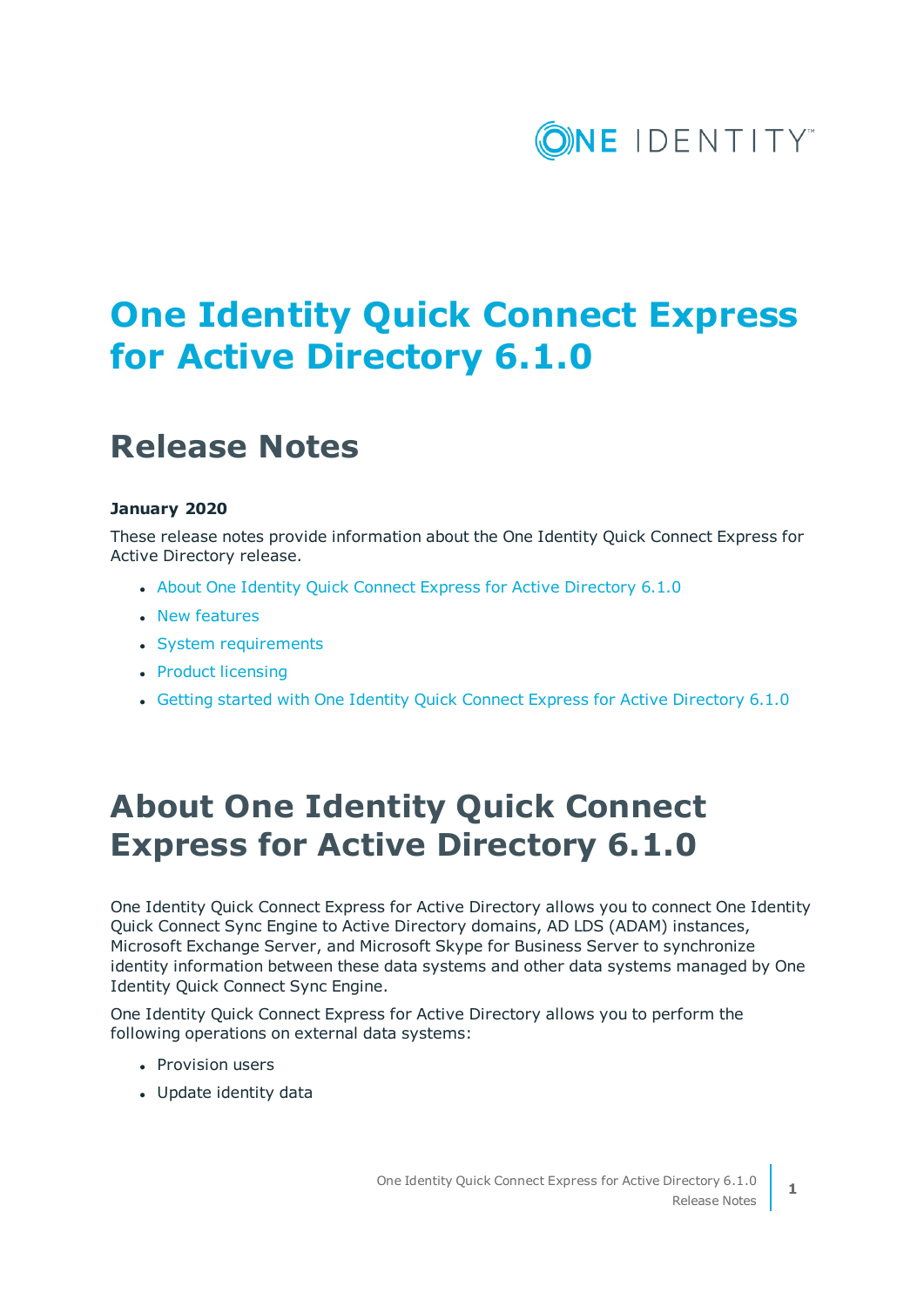# One Identity Quick Connect Express for Active Directory 6.1.0

## Release Notes

**January 2020**

These release notes provide information about the One Identity Quick Connect Express for Active Directory release.

- About One Identity Quick Connect Express for Active Directory 6.1.0
- New features
- System requirements
- Product licensing
- Getting started with One Identity Quick Connect Express for Active Directory 6.1.0

# About One Identity Quick Connect Express for Active Directory 6.1.0

One Identity Quick Connect Express for Active Directory allows you to connect One Identity Quick Connect Sync Engine to Active Directory domains, AD LDS (ADAM) instances, Microsoft Exchange Server, and Microsoft Skype for Business Server to synchronize identity information between these data systems and other data systems managed by One Identity Quick Connect Sync Engine.

One Identity Quick Connect Express for Active Directory allows you to perform the following operations on external data systems:

- Provision users
- Update identity data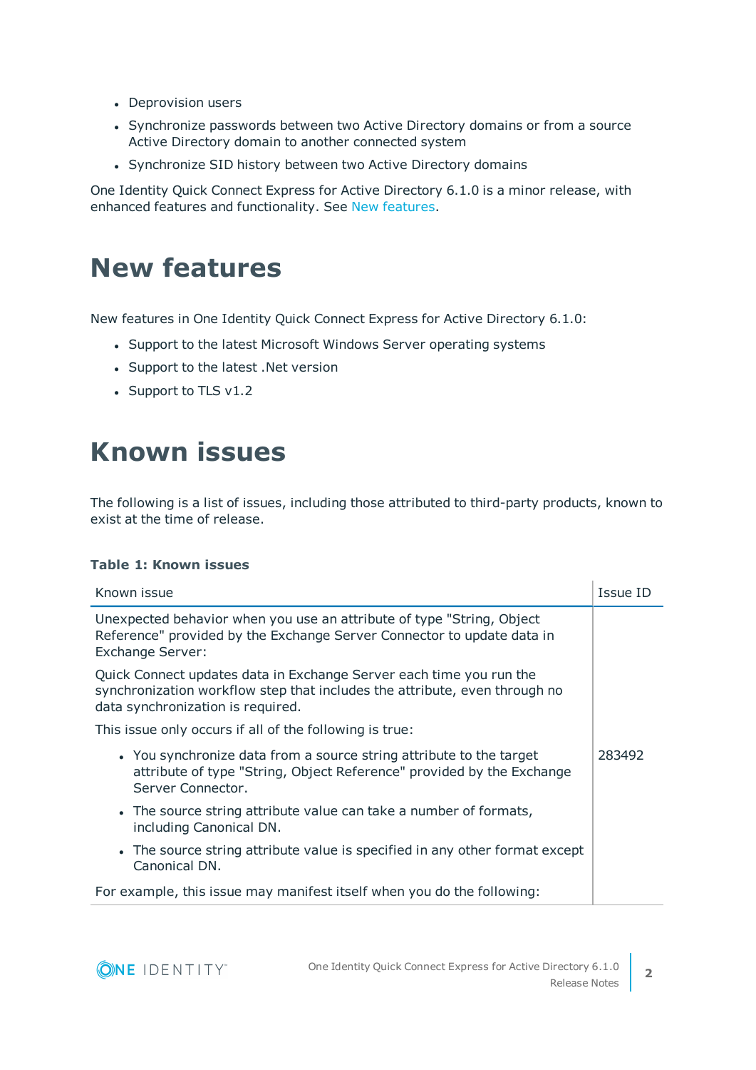- Deprovision users
- Synchronize passwords between two Active Directory domains or from a source Active Directory domain to another connected system
- Synchronize SID history between two Active Directory domains

One Identity Quick Connect Express for Active Directory 6.1.0 is a minor release, with enhanced features and functionality. See New features.

# New features

New features in One Identity Quick Connect Express for Active Directory 6.1.0:

- Support to the latest Microsoft Windows Server operating systems
- Support to the latest .Net version
- Support to TLS v1.2

# Known issues

The following is a list of issues, including those attributed to third-party products, known to exist at the time of release.

**Table 1: Known issues**

| Known issue | Issue ID |
| --- | --- |
| Unexpected behavior when you use an attribute of type "String, Object Reference" provided by the Exchange Server Connector to update data in Exchange Server:<br><br>Quick Connect updates data in Exchange Server each time you run the synchronization workflow step that includes the attribute, even through no data synchronization is required.<br><br>This issue only occurs if all of the following is true:<br><br>• You synchronize data from a source string attribute to the target attribute of type "String, Object Reference" provided by the Exchange Server Connector.<br>• The source string attribute value can take a number of formats, including Canonical DN.<br>• The source string attribute value is specified in any other format except Canonical DN.<br><br>For example, this issue may manifest itself when you do the following: | 283492 |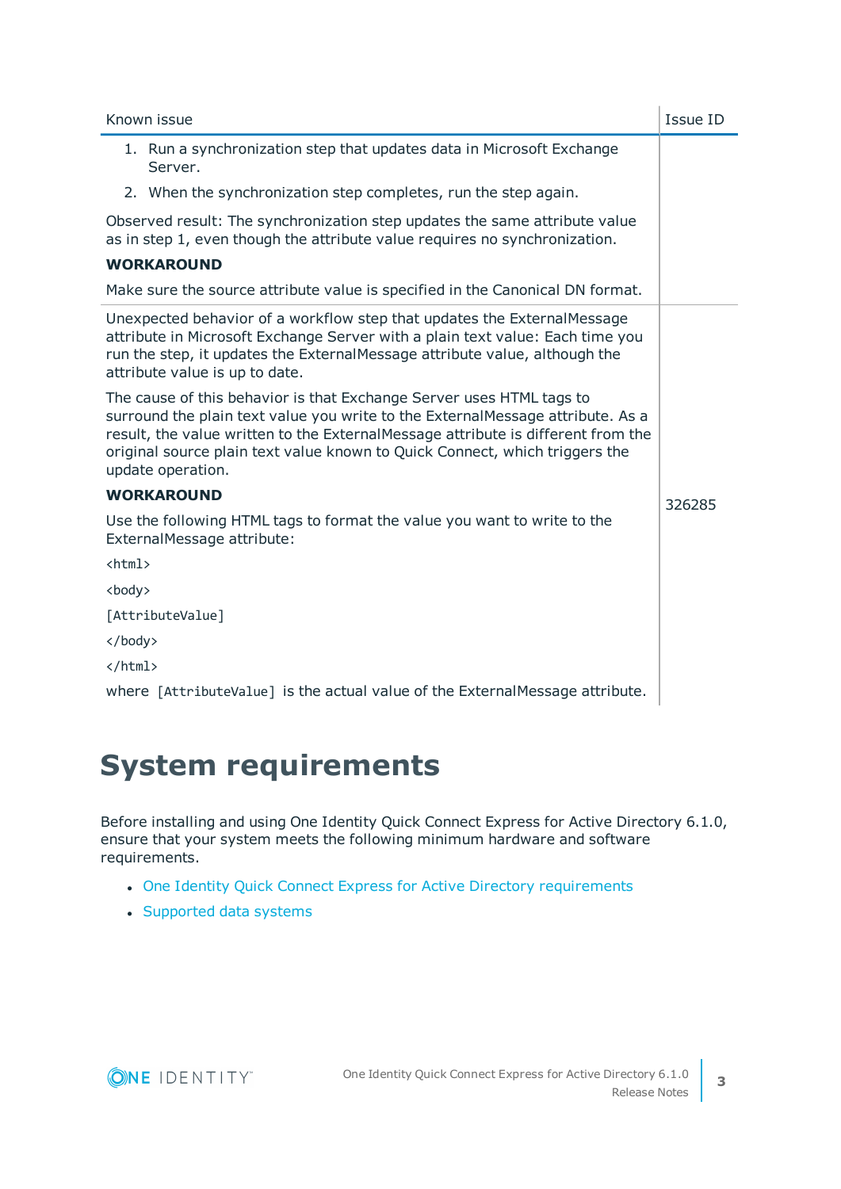| Known issue | Issue ID |
| --- | --- |
| 1. Run a synchronization step that updates data in Microsoft Exchange Server.<br>2. When the synchronization step completes, run the step again.<br><br>Observed result: The synchronization step updates the same attribute value as in step 1, even though the attribute value requires no synchronization.<br><br>**WORKAROUND**<br><br>Make sure the source attribute value is specified in the Canonical DN format. | |
| Unexpected behavior of a workflow step that updates the ExternalMessage attribute in Microsoft Exchange Server with a plain text value: Each time you run the step, it updates the ExternalMessage attribute value, although the attribute value is up to date.<br><br>The cause of this behavior is that Exchange Server uses HTML tags to surround the plain text value you write to the ExternalMessage attribute. As a result, the value written to the ExternalMessage attribute is different from the original source plain text value known to Quick Connect, which triggers the update operation.<br><br>**WORKAROUND**<br><br>Use the following HTML tags to format the value you want to write to the ExternalMessage attribute:<br><br>`<html>`<br><br>`<body>`<br><br>`[AttributeValue]`<br><br>`</body>`<br><br>`</html>`<br><br>where `[AttributeValue]` is the actual value of the ExternalMessage attribute. | 326285 |

# System requirements

Before installing and using One Identity Quick Connect Express for Active Directory 6.1.0, ensure that your system meets the following minimum hardware and software requirements.

- One Identity Quick Connect Express for Active Directory requirements
- Supported data systems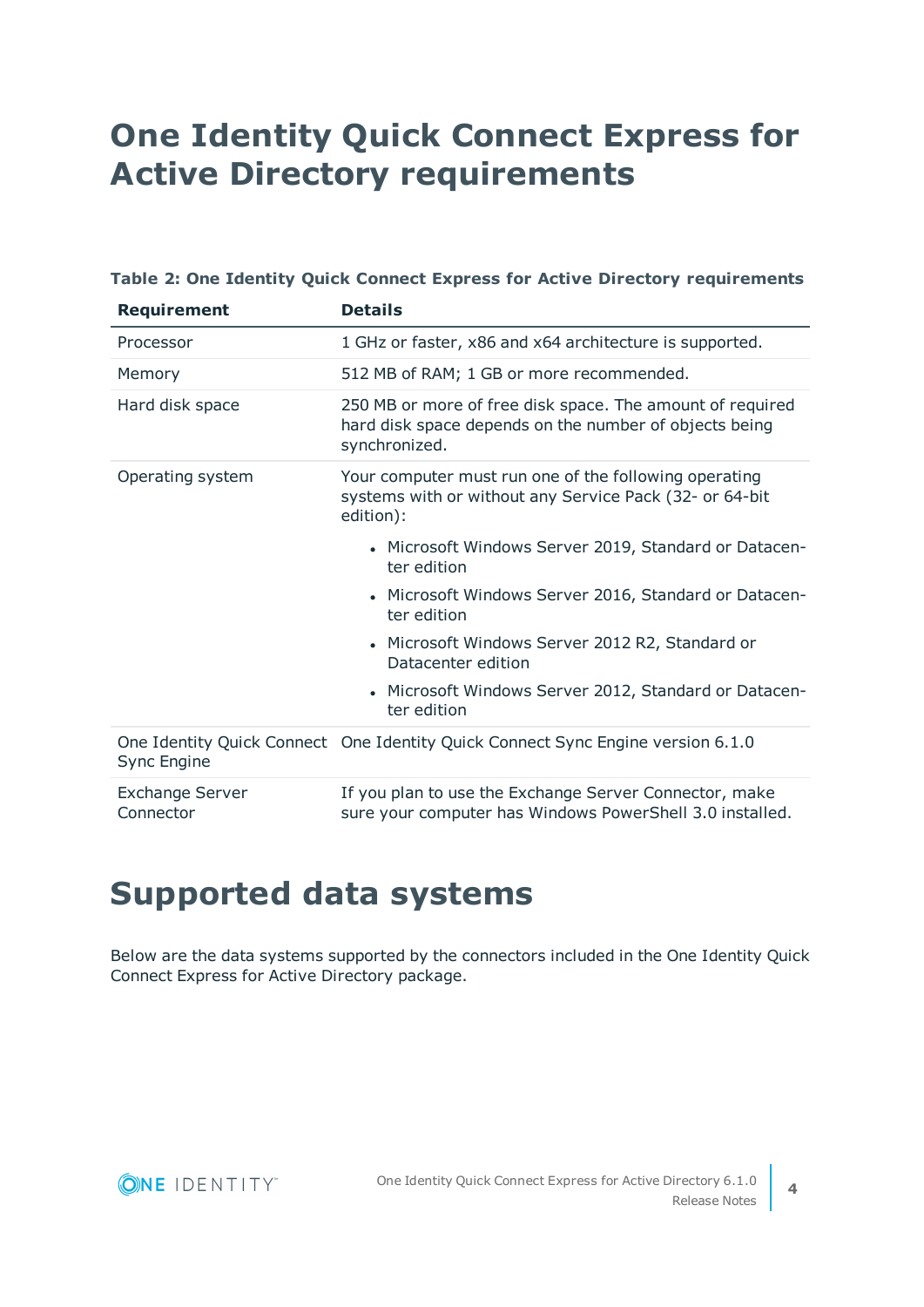# One Identity Quick Connect Express for Active Directory requirements

**Table 2: One Identity Quick Connect Express for Active Directory requirements**

| Requirement | Details |
|---|---|
| Processor | 1 GHz or faster, x86 and x64 architecture is supported. |
| Memory | 512 MB of RAM; 1 GB or more recommended. |
| Hard disk space | 250 MB or more of free disk space. The amount of required hard disk space depends on the number of objects being synchronized. |
| Operating system | Your computer must run one of the following operating systems with or without any Service Pack (32- or 64-bit edition): <br>• Microsoft Windows Server 2019, Standard or Datacenter edition <br>• Microsoft Windows Server 2016, Standard or Datacenter edition <br>• Microsoft Windows Server 2012 R2, Standard or Datacenter edition <br>• Microsoft Windows Server 2012, Standard or Datacenter edition |
| One Identity Quick Connect Sync Engine | One Identity Quick Connect Sync Engine version 6.1.0 |
| Exchange Server Connector | If you plan to use the Exchange Server Connector, make sure your computer has Windows PowerShell 3.0 installed. |

# Supported data systems

Below are the data systems supported by the connectors included in the One Identity Quick Connect Express for Active Directory package.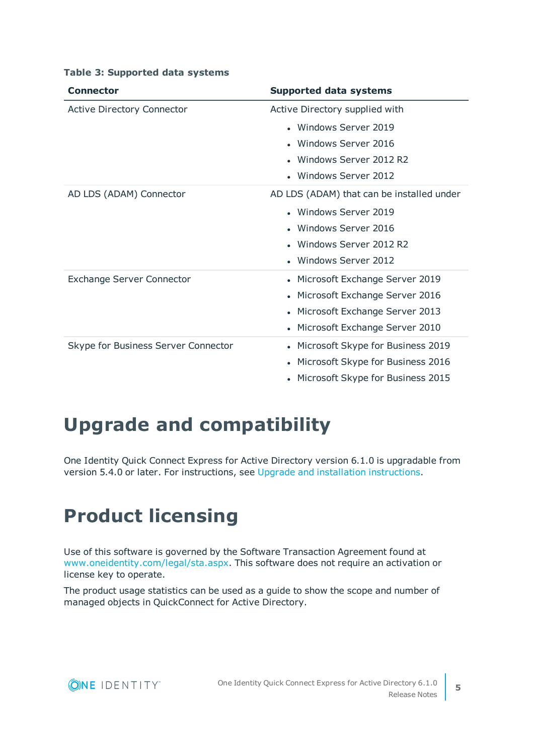**Table 3: Supported data systems**

| Connector | Supported data systems |
|---|---|
| Active Directory Connector | Active Directory supplied with<br>• Windows Server 2019<br>• Windows Server 2016<br>• Windows Server 2012 R2<br>• Windows Server 2012 |
| AD LDS (ADAM) Connector | AD LDS (ADAM) that can be installed under<br>• Windows Server 2019<br>• Windows Server 2016<br>• Windows Server 2012 R2<br>• Windows Server 2012 |
| Exchange Server Connector | • Microsoft Exchange Server 2019<br>• Microsoft Exchange Server 2016<br>• Microsoft Exchange Server 2013<br>• Microsoft Exchange Server 2010 |
| Skype for Business Server Connector | • Microsoft Skype for Business 2019<br>• Microsoft Skype for Business 2016<br>• Microsoft Skype for Business 2015 |

# Upgrade and compatibility

One Identity Quick Connect Express for Active Directory version 6.1.0 is upgradable from version 5.4.0 or later. For instructions, see Upgrade and installation instructions.

# Product licensing

Use of this software is governed by the Software Transaction Agreement found at www.oneidentity.com/legal/sta.aspx. This software does not require an activation or license key to operate.

The product usage statistics can be used as a guide to show the scope and number of managed objects in QuickConnect for Active Directory.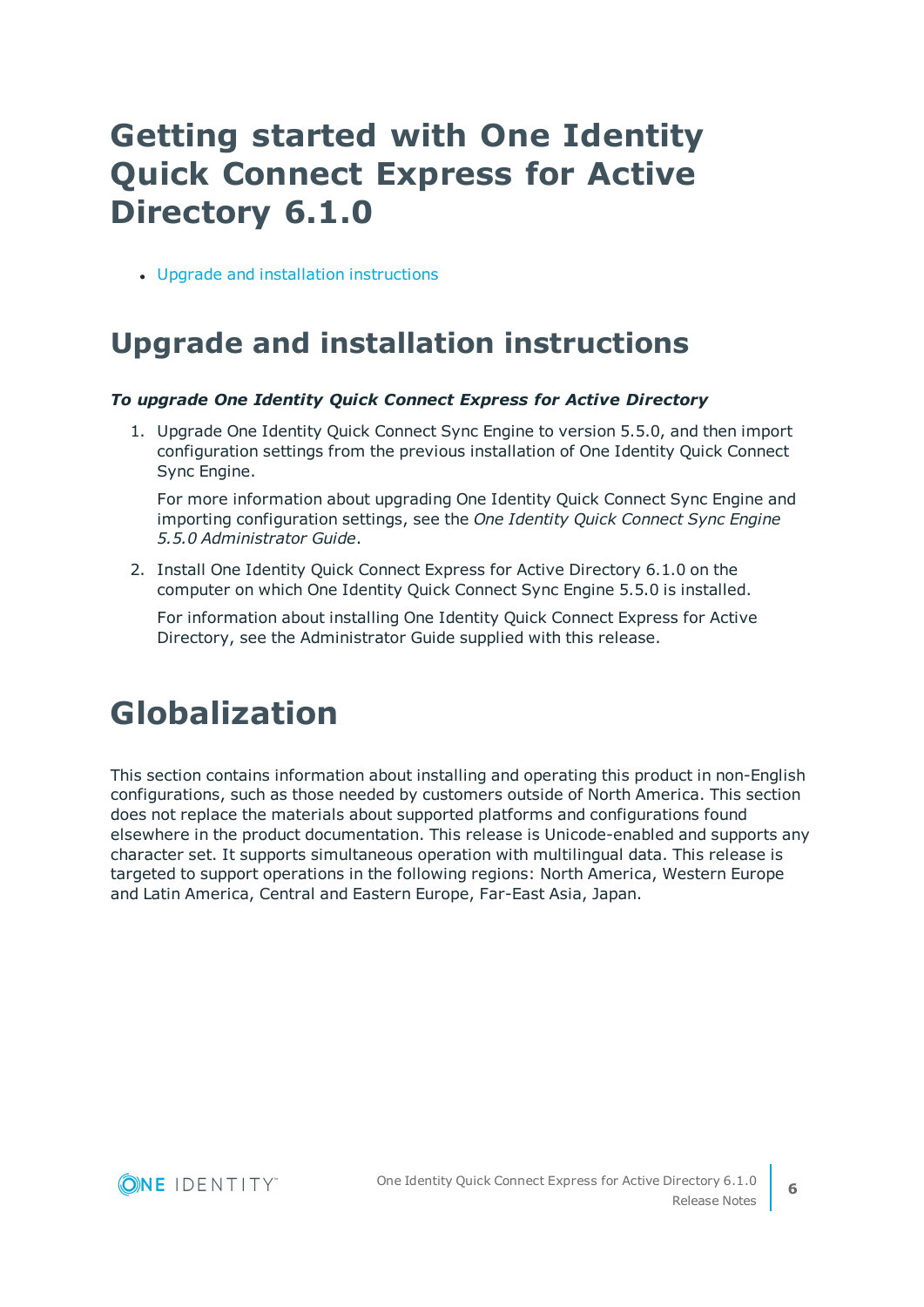# Getting started with One Identity Quick Connect Express for Active Directory 6.1.0

- Upgrade and installation instructions

## Upgrade and installation instructions

***To upgrade One Identity Quick Connect Express for Active Directory***

1. Upgrade One Identity Quick Connect Sync Engine to version 5.5.0, and then import configuration settings from the previous installation of One Identity Quick Connect Sync Engine.

   For more information about upgrading One Identity Quick Connect Sync Engine and importing configuration settings, see the *One Identity Quick Connect Sync Engine 5.5.0 Administrator Guide*.

2. Install One Identity Quick Connect Express for Active Directory 6.1.0 on the computer on which One Identity Quick Connect Sync Engine 5.5.0 is installed.

   For information about installing One Identity Quick Connect Express for Active Directory, see the Administrator Guide supplied with this release.

# Globalization

This section contains information about installing and operating this product in non-English configurations, such as those needed by customers outside of North America. This section does not replace the materials about supported platforms and configurations found elsewhere in the product documentation. This release is Unicode-enabled and supports any character set. It supports simultaneous operation with multilingual data. This release is targeted to support operations in the following regions: North America, Western Europe and Latin America, Central and Eastern Europe, Far-East Asia, Japan.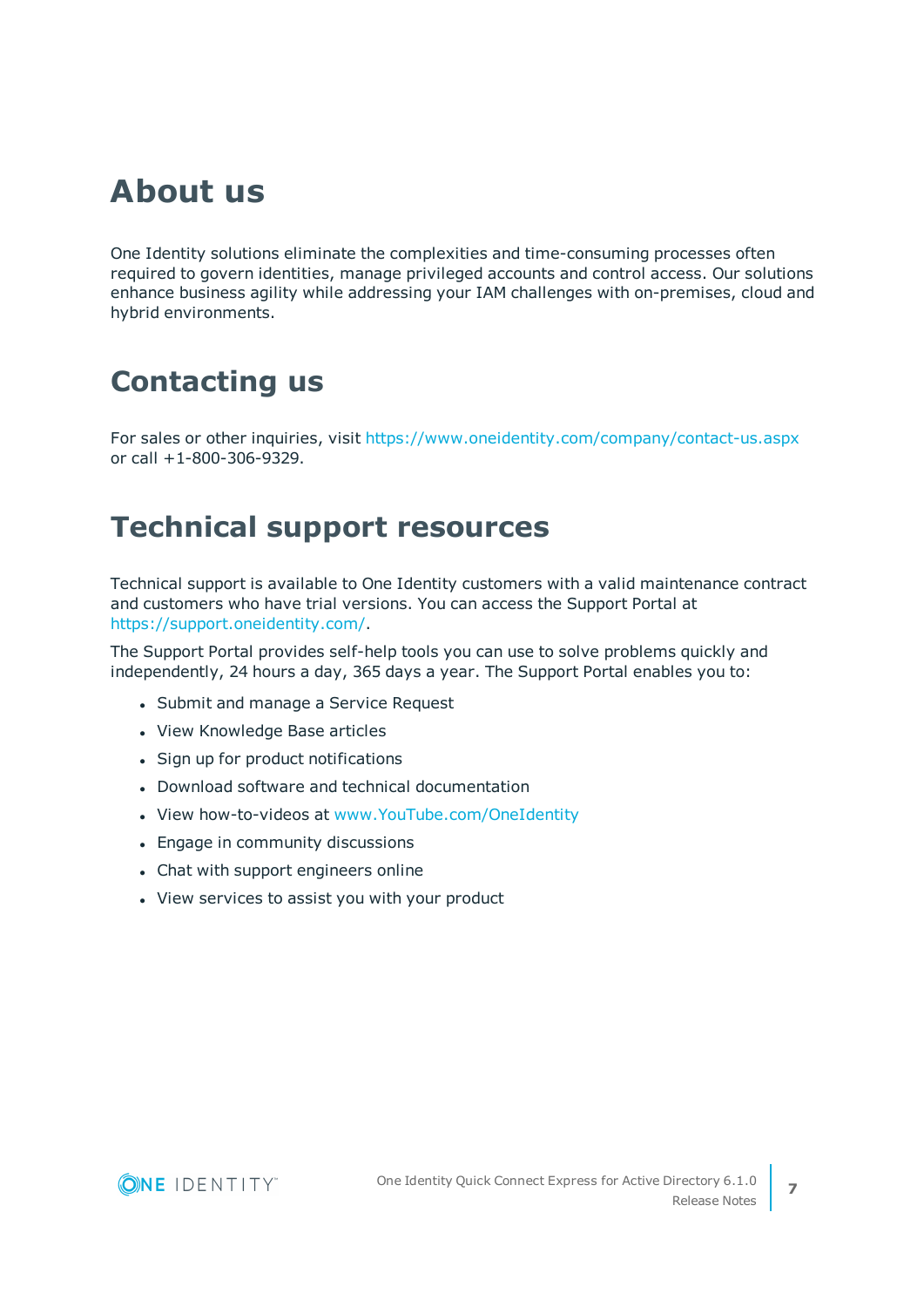# About us

One Identity solutions eliminate the complexities and time-consuming processes often required to govern identities, manage privileged accounts and control access. Our solutions enhance business agility while addressing your IAM challenges with on-premises, cloud and hybrid environments.

# Contacting us

For sales or other inquiries, visit https://www.oneidentity.com/company/contact-us.aspx or call +1-800-306-9329.

# Technical support resources

Technical support is available to One Identity customers with a valid maintenance contract and customers who have trial versions. You can access the Support Portal at https://support.oneidentity.com/.

The Support Portal provides self-help tools you can use to solve problems quickly and independently, 24 hours a day, 365 days a year. The Support Portal enables you to:

- Submit and manage a Service Request
- View Knowledge Base articles
- Sign up for product notifications
- Download software and technical documentation
- View how-to-videos at www.YouTube.com/OneIdentity
- Engage in community discussions
- Chat with support engineers online
- View services to assist you with your product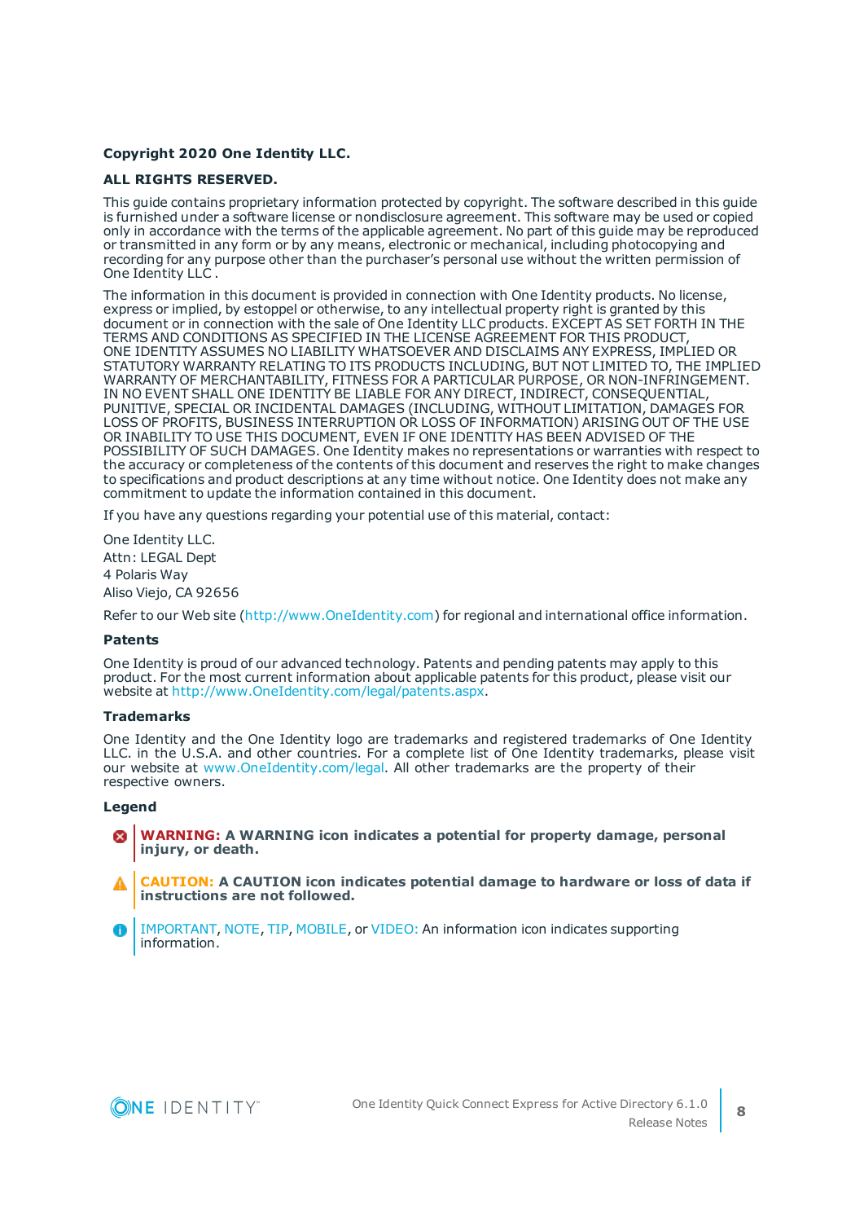**Copyright 2020 One Identity LLC.**

**ALL RIGHTS RESERVED.**

This guide contains proprietary information protected by copyright. The software described in this guide is furnished under a software license or nondisclosure agreement. This software may be used or copied only in accordance with the terms of the applicable agreement. No part of this guide may be reproduced or transmitted in any form or by any means, electronic or mechanical, including photocopying and recording for any purpose other than the purchaser's personal use without the written permission of One Identity LLC .

The information in this document is provided in connection with One Identity products. No license, express or implied, by estoppel or otherwise, to any intellectual property right is granted by this document or in connection with the sale of One Identity LLC products. EXCEPT AS SET FORTH IN THE TERMS AND CONDITIONS AS SPECIFIED IN THE LICENSE AGREEMENT FOR THIS PRODUCT, ONE IDENTITY ASSUMES NO LIABILITY WHATSOEVER AND DISCLAIMS ANY EXPRESS, IMPLIED OR STATUTORY WARRANTY RELATING TO ITS PRODUCTS INCLUDING, BUT NOT LIMITED TO, THE IMPLIED WARRANTY OF MERCHANTABILITY, FITNESS FOR A PARTICULAR PURPOSE, OR NON-INFRINGEMENT. IN NO EVENT SHALL ONE IDENTITY BE LIABLE FOR ANY DIRECT, INDIRECT, CONSEQUENTIAL, PUNITIVE, SPECIAL OR INCIDENTAL DAMAGES (INCLUDING, WITHOUT LIMITATION, DAMAGES FOR LOSS OF PROFITS, BUSINESS INTERRUPTION OR LOSS OF INFORMATION) ARISING OUT OF THE USE OR INABILITY TO USE THIS DOCUMENT, EVEN IF ONE IDENTITY HAS BEEN ADVISED OF THE POSSIBILITY OF SUCH DAMAGES. One Identity makes no representations or warranties with respect to the accuracy or completeness of the contents of this document and reserves the right to make changes to specifications and product descriptions at any time without notice. One Identity does not make any commitment to update the information contained in this document.

If you have any questions regarding your potential use of this material, contact:

One Identity LLC.
Attn: LEGAL Dept
4 Polaris Way
Aliso Viejo, CA 92656

Refer to our Web site (http://www.OneIdentity.com) for regional and international office information.

### Patents

One Identity is proud of our advanced technology. Patents and pending patents may apply to this product. For the most current information about applicable patents for this product, please visit our website at http://www.OneIdentity.com/legal/patents.aspx.

### Trademarks

One Identity and the One Identity logo are trademarks and registered trademarks of One Identity LLC. in the U.S.A. and other countries. For a complete list of One Identity trademarks, please visit our website at www.OneIdentity.com/legal. All other trademarks are the property of their respective owners.

### Legend

**WARNING: A WARNING icon indicates a potential for property damage, personal injury, or death.**

**CAUTION: A CAUTION icon indicates potential damage to hardware or loss of data if instructions are not followed.**

IMPORTANT, NOTE, TIP, MOBILE, or VIDEO: An information icon indicates supporting information.